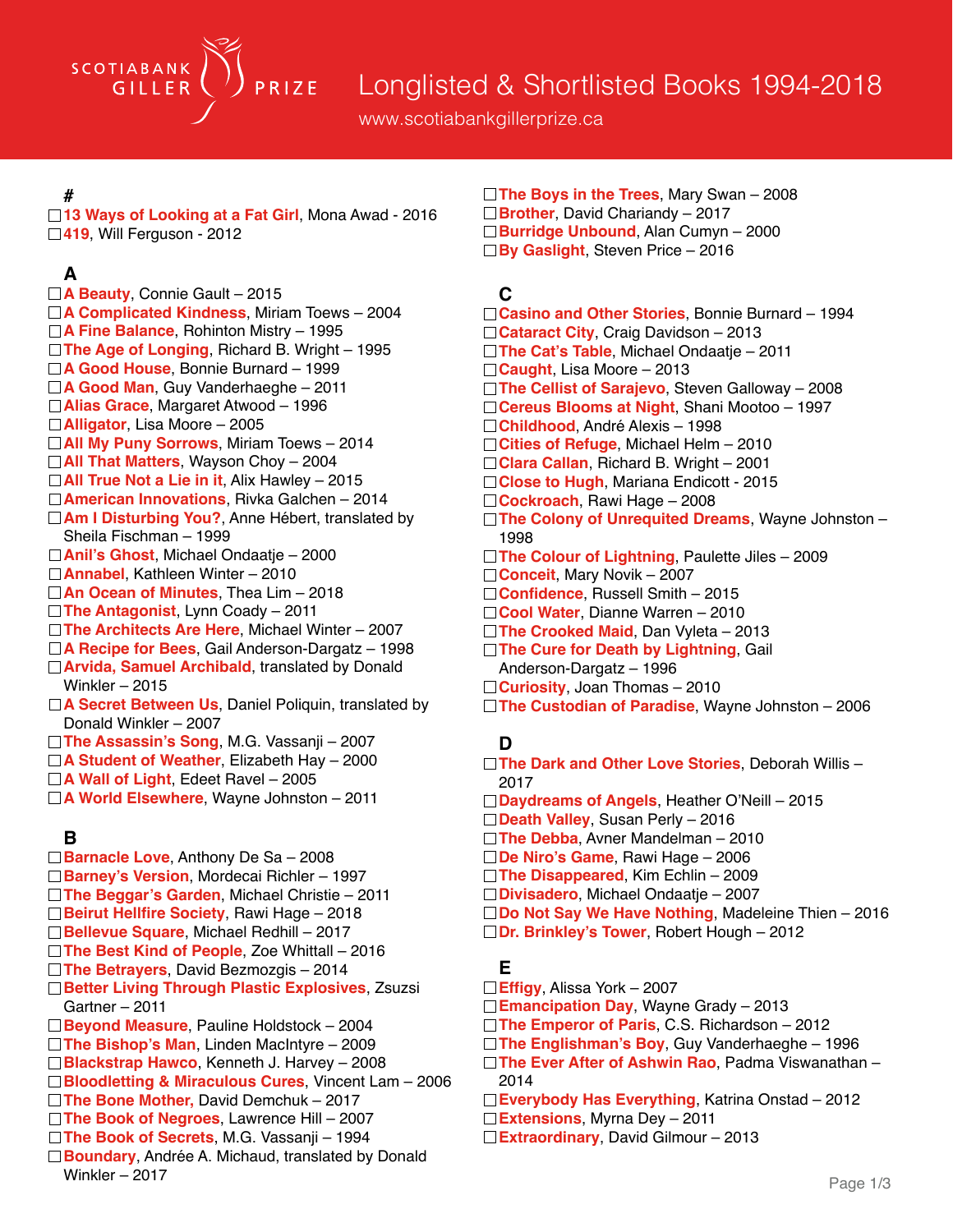# Scotiabank Giller Prize

## Longlisted & Shortlisted Books 1994-2018

www.scotiabankgillerprize.ca

### #

- ☐ **13 Ways of Looking at a Fat Girl**, Mona Awad - 2016
- ☐ **419**, Will Ferguson - 2012

### A

- ☐ **A Beauty**, Connie Gault – 2015
- ☐ **A Complicated Kindness**, Miriam Toews – 2004
- ☐ **A Fine Balance**, Rohinton Mistry – 1995
- ☐ **The Age of Longing**, Richard B. Wright – 1995
- ☐ **A Good House**, Bonnie Burnard – 1999
- ☐ **A Good Man**, Guy Vanderhaeghe – 2011
- ☐ **Alias Grace**, Margaret Atwood – 1996
- ☐ **Alligator**, Lisa Moore – 2005
- ☐ **All My Puny Sorrows**, Miriam Toews – 2014
- ☐ **All That Matters**, Wayson Choy – 2004
- ☐ **All True Not a Lie in it**, Alix Hawley – 2015
- ☐ **American Innovations**, Rivka Galchen – 2014
- ☐ **Am I Disturbing You?**, Anne Hébert, translated by Sheila Fischman – 1999
- ☐ **Anil's Ghost**, Michael Ondaatje – 2000
- ☐ **Annabel**, Kathleen Winter – 2010
- ☐ **An Ocean of Minutes**, Thea Lim – 2018
- ☐ **The Antagonist**, Lynn Coady – 2011
- ☐ **The Architects Are Here**, Michael Winter – 2007
- ☐ **A Recipe for Bees**, Gail Anderson-Dargatz – 1998
- ☐ **Arvida, Samuel Archibald**, translated by Donald Winkler – 2015
- ☐ **A Secret Between Us**, Daniel Poliquin, translated by Donald Winkler – 2007
- ☐ **The Assassin's Song**, M.G. Vassanji – 2007
- ☐ **A Student of Weather**, Elizabeth Hay – 2000
- ☐ **A Wall of Light**, Edeet Ravel – 2005
- ☐ **A World Elsewhere**, Wayne Johnston – 2011

### B

- ☐ **Barnacle Love**, Anthony De Sa – 2008
- ☐ **Barney's Version**, Mordecai Richler – 1997
- ☐ **The Beggar's Garden**, Michael Christie – 2011
- ☐ **Beirut Hellfire Society**, Rawi Hage – 2018
- ☐ **Bellevue Square**, Michael Redhill – 2017
- ☐ **The Best Kind of People**, Zoe Whittall – 2016
- ☐ **The Betrayers**, David Bezmozgis – 2014
- ☐ **Better Living Through Plastic Explosives**, Zsuzsi Gartner – 2011
- ☐ **Beyond Measure**, Pauline Holdstock – 2004
- ☐ **The Bishop's Man**, Linden MacIntyre – 2009
- ☐ **Blackstrap Hawco**, Kenneth J. Harvey – 2008
- ☐ **Bloodletting & Miraculous Cures**, Vincent Lam – 2006
- ☐ **The Bone Mother,** David Demchuk – 2017
- ☐ **The Book of Negroes**, Lawrence Hill – 2007
- ☐ **The Book of Secrets**, M.G. Vassanji – 1994
- ☐ **Boundary**, Andrée A. Michaud, translated by Donald Winkler – 2017
- ☐ **The Boys in the Trees**, Mary Swan – 2008
- ☐ **Brother**, David Chariandy – 2017
- ☐ **Burridge Unbound**, Alan Cumyn – 2000
- ☐ **By Gaslight**, Steven Price – 2016

### C

- ☐ **Casino and Other Stories**, Bonnie Burnard – 1994
- ☐ **Cataract City**, Craig Davidson – 2013
- ☐ **The Cat's Table**, Michael Ondaatje – 2011
- ☐ **Caught**, Lisa Moore – 2013
- ☐ **The Cellist of Sarajevo**, Steven Galloway – 2008
- ☐ **Cereus Blooms at Night**, Shani Mootoo – 1997
- ☐ **Childhood**, André Alexis – 1998
- ☐ **Cities of Refuge**, Michael Helm – 2010
- ☐ **Clara Callan**, Richard B. Wright – 2001
- ☐ **Close to Hugh**, Mariana Endicott - 2015
- ☐ **Cockroach**, Rawi Hage – 2008
- ☐ **The Colony of Unrequited Dreams**, Wayne Johnston – 1998
- ☐ **The Colour of Lightning**, Paulette Jiles – 2009
- ☐ **Conceit**, Mary Novik – 2007
- ☐ **Confidence**, Russell Smith – 2015
- ☐ **Cool Water**, Dianne Warren – 2010
- ☐ **The Crooked Maid**, Dan Vyleta – 2013
- ☐ **The Cure for Death by Lightning**, Gail Anderson-Dargatz – 1996
- ☐ **Curiosity**, Joan Thomas – 2010
- ☐ **The Custodian of Paradise**, Wayne Johnston – 2006

### D

- ☐ **The Dark and Other Love Stories**, Deborah Willis – 2017
- ☐ **Daydreams of Angels**, Heather O'Neill – 2015
- ☐ **Death Valley**, Susan Perly – 2016
- ☐ **The Debba**, Avner Mandelman – 2010
- ☐ **De Niro's Game**, Rawi Hage – 2006
- ☐ **The Disappeared**, Kim Echlin – 2009
- ☐ **Divisadero**, Michael Ondaatje – 2007
- ☐ **Do Not Say We Have Nothing**, Madeleine Thien – 2016
- ☐ **Dr. Brinkley's Tower**, Robert Hough – 2012

### E

- ☐ **Effigy**, Alissa York – 2007
- ☐ **Emancipation Day**, Wayne Grady – 2013
- ☐ **The Emperor of Paris**, C.S. Richardson – 2012
- ☐ **The Englishman's Boy**, Guy Vanderhaeghe – 1996
- ☐ **The Ever After of Ashwin Rao**, Padma Viswanathan – 2014
- ☐ **Everybody Has Everything**, Katrina Onstad – 2012
- ☐ **Extensions**, Myrna Dey – 2011
- ☐ **Extraordinary**, David Gilmour – 2013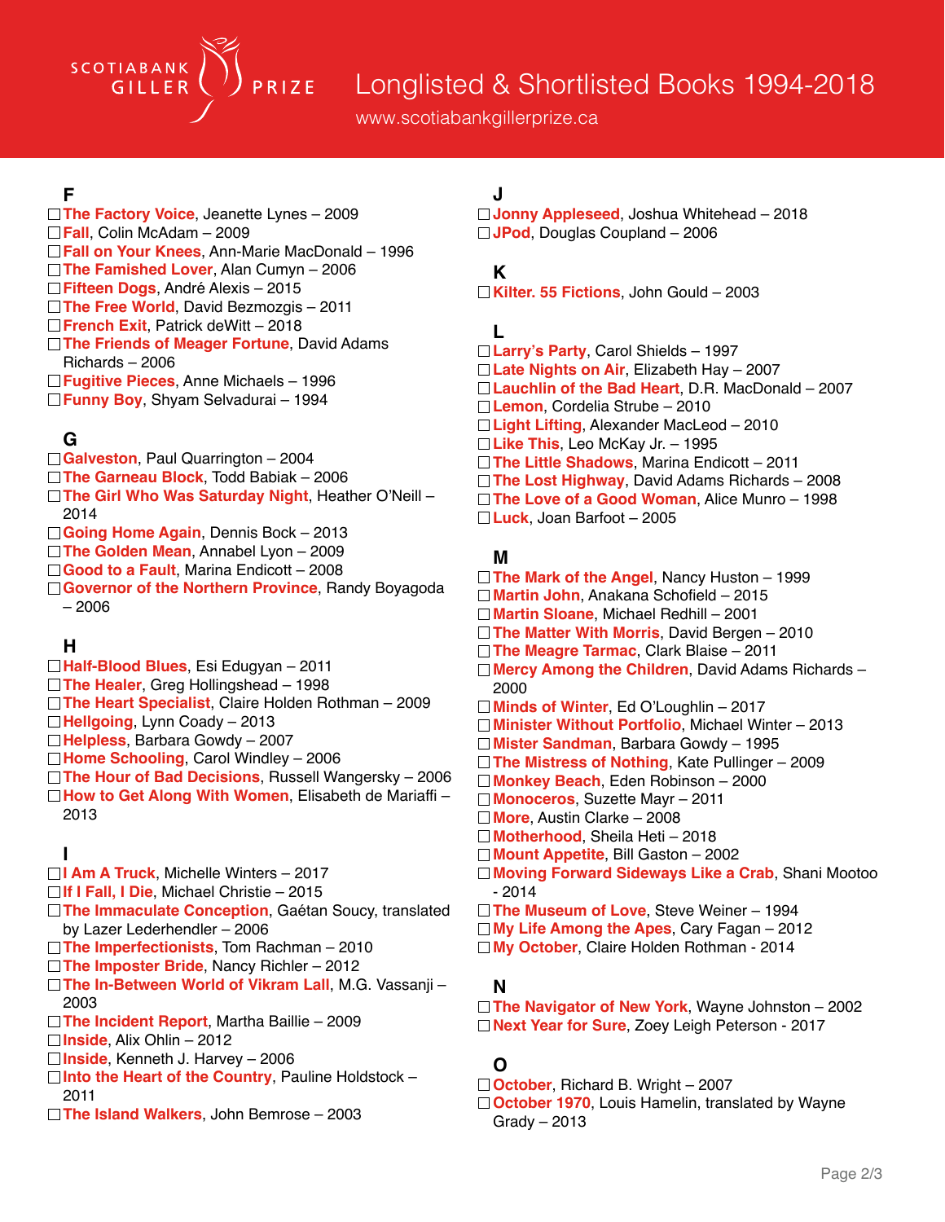# Longlisted & Shortlisted Books 1994-2018

www.scotiabankgillerprize.ca

## F

- ☐ **The Factory Voice**, Jeanette Lynes – 2009
- ☐ **Fall**, Colin McAdam – 2009
- ☐ **Fall on Your Knees**, Ann-Marie MacDonald – 1996
- ☐ **The Famished Lover**, Alan Cumyn – 2006
- ☐ **Fifteen Dogs**, André Alexis – 2015
- ☐ **The Free World**, David Bezmozgis – 2011
- ☐ **French Exit**, Patrick deWitt – 2018
- ☐ **The Friends of Meager Fortune**, David Adams Richards – 2006
- ☐ **Fugitive Pieces**, Anne Michaels – 1996
- ☐ **Funny Boy**, Shyam Selvadurai – 1994

## G

- ☐ **Galveston**, Paul Quarrington – 2004
- ☐ **The Garneau Block**, Todd Babiak – 2006
- ☐ **The Girl Who Was Saturday Night**, Heather O'Neill – 2014
- ☐ **Going Home Again**, Dennis Bock – 2013
- ☐ **The Golden Mean**, Annabel Lyon – 2009
- ☐ **Good to a Fault**, Marina Endicott – 2008
- ☐ **Governor of the Northern Province**, Randy Boyagoda – 2006

## H

- ☐ **Half-Blood Blues**, Esi Edugyan – 2011
- ☐ **The Healer**, Greg Hollingshead – 1998
- ☐ **The Heart Specialist**, Claire Holden Rothman – 2009
- ☐ **Hellgoing**, Lynn Coady – 2013
- ☐ **Helpless**, Barbara Gowdy – 2007
- ☐ **Home Schooling**, Carol Windley – 2006
- ☐ **The Hour of Bad Decisions**, Russell Wangersky – 2006
- ☐ **How to Get Along With Women**, Elisabeth de Mariaffi – 2013

## I

- ☐ **I Am A Truck**, Michelle Winters – 2017
- ☐ **If I Fall, I Die**, Michael Christie – 2015
- ☐ **The Immaculate Conception**, Gaétan Soucy, translated by Lazer Lederhendler – 2006
- ☐ **The Imperfectionists**, Tom Rachman – 2010
- ☐ **The Imposter Bride**, Nancy Richler – 2012
- ☐ **The In-Between World of Vikram Lall**, M.G. Vassanji – 2003
- ☐ **The Incident Report**, Martha Baillie – 2009
- ☐ **Inside**, Alix Ohlin – 2012
- ☐ **Inside**, Kenneth J. Harvey – 2006
- ☐ **Into the Heart of the Country**, Pauline Holdstock – 2011
- ☐ **The Island Walkers**, John Bemrose – 2003

## J

- ☐ **Jonny Appleseed**, Joshua Whitehead – 2018
- ☐ **JPod**, Douglas Coupland – 2006

## K

- ☐ **Kilter. 55 Fictions**, John Gould – 2003

## L

- ☐ **Larry's Party**, Carol Shields – 1997
- ☐ **Late Nights on Air**, Elizabeth Hay – 2007
- ☐ **Lauchlin of the Bad Heart**, D.R. MacDonald – 2007
- ☐ **Lemon**, Cordelia Strube – 2010
- ☐ **Light Lifting**, Alexander MacLeod – 2010
- ☐ **Like This**, Leo McKay Jr. – 1995
- ☐ **The Little Shadows**, Marina Endicott – 2011
- ☐ **The Lost Highway**, David Adams Richards – 2008
- ☐ **The Love of a Good Woman**, Alice Munro – 1998
- ☐ **Luck**, Joan Barfoot – 2005

## M

- ☐ **The Mark of the Angel**, Nancy Huston – 1999
- ☐ **Martin John**, Anakana Schofield – 2015
- ☐ **Martin Sloane**, Michael Redhill – 2001
- ☐ **The Matter With Morris**, David Bergen – 2010
- ☐ **The Meagre Tarmac**, Clark Blaise – 2011
- ☐ **Mercy Among the Children**, David Adams Richards – 2000
- ☐ **Minds of Winter**, Ed O'Loughlin – 2017
- ☐ **Minister Without Portfolio**, Michael Winter – 2013
- ☐ **Mister Sandman**, Barbara Gowdy – 1995
- ☐ **The Mistress of Nothing**, Kate Pullinger – 2009
- ☐ **Monkey Beach**, Eden Robinson – 2000
- ☐ **Monoceros**, Suzette Mayr – 2011
- ☐ **More**, Austin Clarke – 2008
- ☐ **Motherhood**, Sheila Heti – 2018
- ☐ **Mount Appetite**, Bill Gaston – 2002
- ☐ **Moving Forward Sideways Like a Crab**, Shani Mootoo - 2014
- ☐ **The Museum of Love**, Steve Weiner – 1994
- ☐ **My Life Among the Apes**, Cary Fagan – 2012
- ☐ **My October**, Claire Holden Rothman - 2014

## N

- ☐ **The Navigator of New York**, Wayne Johnston – 2002
- ☐ **Next Year for Sure**, Zoey Leigh Peterson - 2017

## O

- ☐ **October**, Richard B. Wright – 2007
- ☐ **October 1970**, Louis Hamelin, translated by Wayne Grady – 2013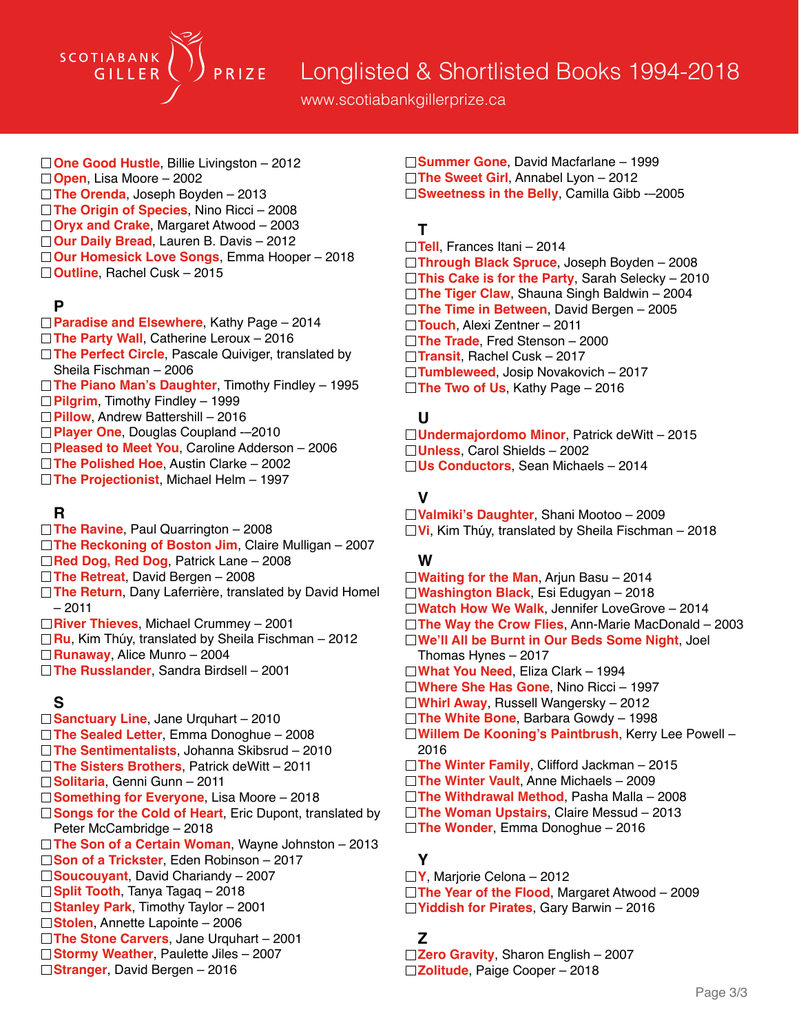# SCOTIABANK GILLER PRIZE

## Longlisted & Shortlisted Books 1994-2018

www.scotiabankgillerprize.ca

- ☐ **One Good Hustle**, Billie Livingston – 2012
- ☐ **Open**, Lisa Moore – 2002
- ☐ **The Orenda**, Joseph Boyden – 2013
- ☐ **The Origin of Species**, Nino Ricci – 2008
- ☐ **Oryx and Crake**, Margaret Atwood – 2003
- ☐ **Our Daily Bread**, Lauren B. Davis – 2012
- ☐ **Our Homesick Love Songs**, Emma Hooper – 2018
- ☐ **Outline**, Rachel Cusk – 2015

### P

- ☐ **Paradise and Elsewhere**, Kathy Page – 2014
- ☐ **The Party Wall**, Catherine Leroux – 2016
- ☐ **The Perfect Circle**, Pascale Quiviger, translated by Sheila Fischman – 2006
- ☐ **The Piano Man's Daughter**, Timothy Findley – 1995
- ☐ **Pilgrim**, Timothy Findley – 1999
- ☐ **Pillow**, Andrew Battershill – 2016
- ☐ **Player One**, Douglas Coupland -–2010
- ☐ **Pleased to Meet You**, Caroline Adderson – 2006
- ☐ **The Polished Hoe**, Austin Clarke – 2002
- ☐ **The Projectionist**, Michael Helm – 1997

### R

- ☐ **The Ravine**, Paul Quarrington – 2008
- ☐ **The Reckoning of Boston Jim**, Claire Mulligan – 2007
- ☐ **Red Dog, Red Dog**, Patrick Lane – 2008
- ☐ **The Retreat**, David Bergen – 2008
- ☐ **The Return**, Dany Laferrière, translated by David Homel – 2011
- ☐ **River Thieves**, Michael Crummey – 2001
- ☐ **Ru**, Kim Thúy, translated by Sheila Fischman – 2012
- ☐ **Runaway**, Alice Munro – 2004
- ☐ **The Russlander**, Sandra Birdsell – 2001

### S

- ☐ **Sanctuary Line**, Jane Urquhart – 2010
- ☐ **The Sealed Letter**, Emma Donoghue – 2008
- ☐ **The Sentimentalists**, Johanna Skibsrud – 2010
- ☐ **The Sisters Brothers**, Patrick deWitt – 2011
- ☐ **Solitaria**, Genni Gunn – 2011
- ☐ **Something for Everyone**, Lisa Moore – 2018
- ☐ **Songs for the Cold of Heart**, Eric Dupont, translated by Peter McCambridge – 2018
- ☐ **The Son of a Certain Woman**, Wayne Johnston – 2013
- ☐ **Son of a Trickster**, Eden Robinson – 2017
- ☐ **Soucouyant**, David Chariandy – 2007
- ☐ **Split Tooth**, Tanya Tagaq – 2018
- ☐ **Stanley Park**, Timothy Taylor – 2001
- ☐ **Stolen**, Annette Lapointe – 2006
- ☐ **The Stone Carvers**, Jane Urquhart – 2001
- ☐ **Stormy Weather**, Paulette Jiles – 2007
- ☐ **Stranger**, David Bergen – 2016
- ☐ **Summer Gone**, David Macfarlane – 1999
- ☐ **The Sweet Girl**, Annabel Lyon – 2012
- ☐ **Sweetness in the Belly**, Camilla Gibb -–2005

### T

- ☐ **Tell**, Frances Itani – 2014
- ☐ **Through Black Spruce**, Joseph Boyden – 2008
- ☐ **This Cake is for the Party**, Sarah Selecky – 2010
- ☐ **The Tiger Claw**, Shauna Singh Baldwin – 2004
- ☐ **The Time in Between**, David Bergen – 2005
- ☐ **Touch**, Alexi Zentner – 2011
- ☐ **The Trade**, Fred Stenson – 2000
- ☐ **Transit**, Rachel Cusk – 2017
- ☐ **Tumbleweed**, Josip Novakovich – 2017
- ☐ **The Two of Us**, Kathy Page – 2016

### U

- ☐ **Undermajordomo Minor**, Patrick deWitt – 2015
- ☐ **Unless**, Carol Shields – 2002
- ☐ **Us Conductors**, Sean Michaels – 2014

### V

- ☐ **Valmiki's Daughter**, Shani Mootoo – 2009
- ☐ **Vi**, Kim Thúy, translated by Sheila Fischman – 2018

### W

- ☐ **Waiting for the Man**, Arjun Basu – 2014
- ☐ **Washington Black**, Esi Edugyan – 2018
- ☐ **Watch How We Walk**, Jennifer LoveGrove – 2014
- ☐ **The Way the Crow Flies**, Ann-Marie MacDonald – 2003
- ☐ **We'll All be Burnt in Our Beds Some Night**, Joel Thomas Hynes – 2017
- ☐ **What You Need**, Eliza Clark – 1994
- ☐ **Where She Has Gone**, Nino Ricci – 1997
- ☐ **Whirl Away**, Russell Wangersky – 2012
- ☐ **The White Bone**, Barbara Gowdy – 1998
- ☐ **Willem De Kooning's Paintbrush**, Kerry Lee Powell – 2016
- ☐ **The Winter Family**, Clifford Jackman – 2015
- ☐ **The Winter Vault**, Anne Michaels – 2009
- ☐ **The Withdrawal Method**, Pasha Malla – 2008
- ☐ **The Woman Upstairs**, Claire Messud – 2013
- ☐ **The Wonder**, Emma Donoghue – 2016

### Y

- ☐ **Y**, Marjorie Celona – 2012
- ☐ **The Year of the Flood**, Margaret Atwood – 2009
- ☐ **Yiddish for Pirates**, Gary Barwin – 2016

### Z

- ☐ **Zero Gravity**, Sharon English – 2007
- ☐ **Zolitude**, Paige Cooper – 2018